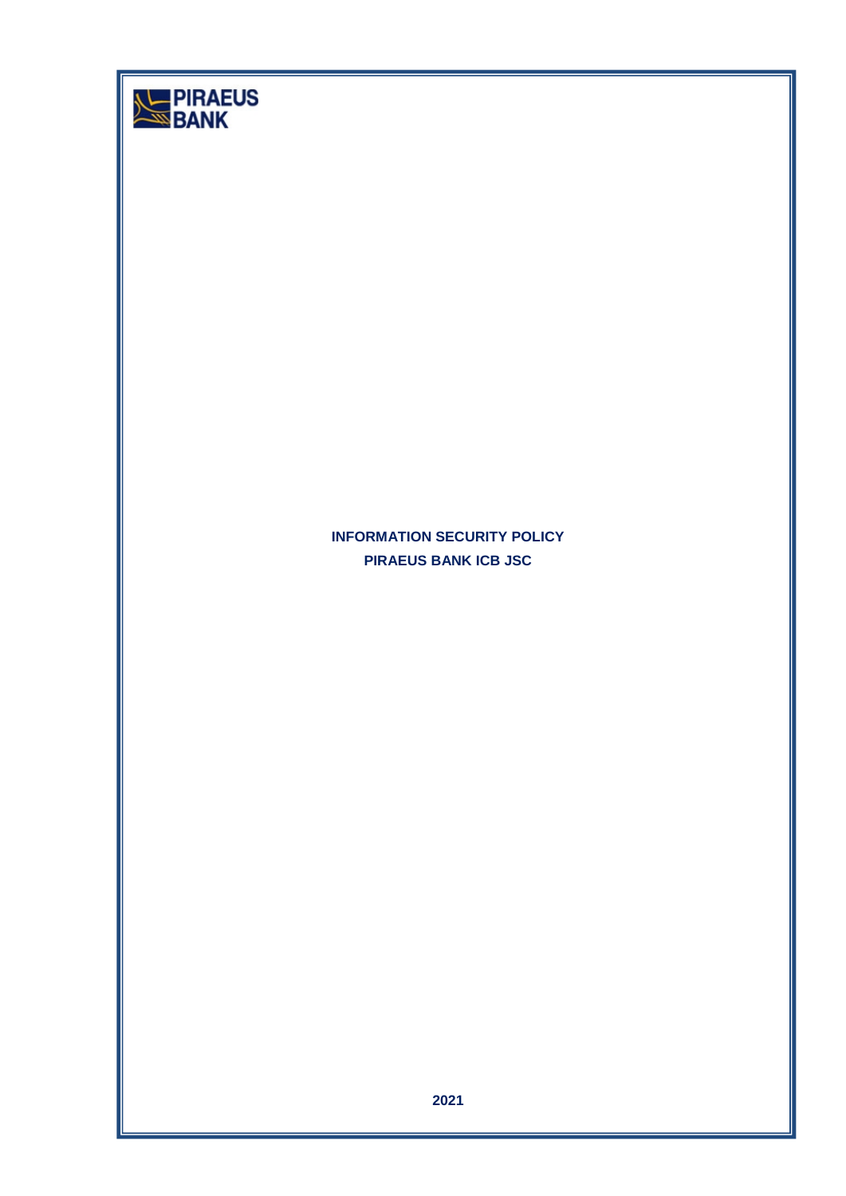PIRAEUS BANK

# INFORMATION SECURITY POLICY

## PIRAEUS BANK ICB JSC

2021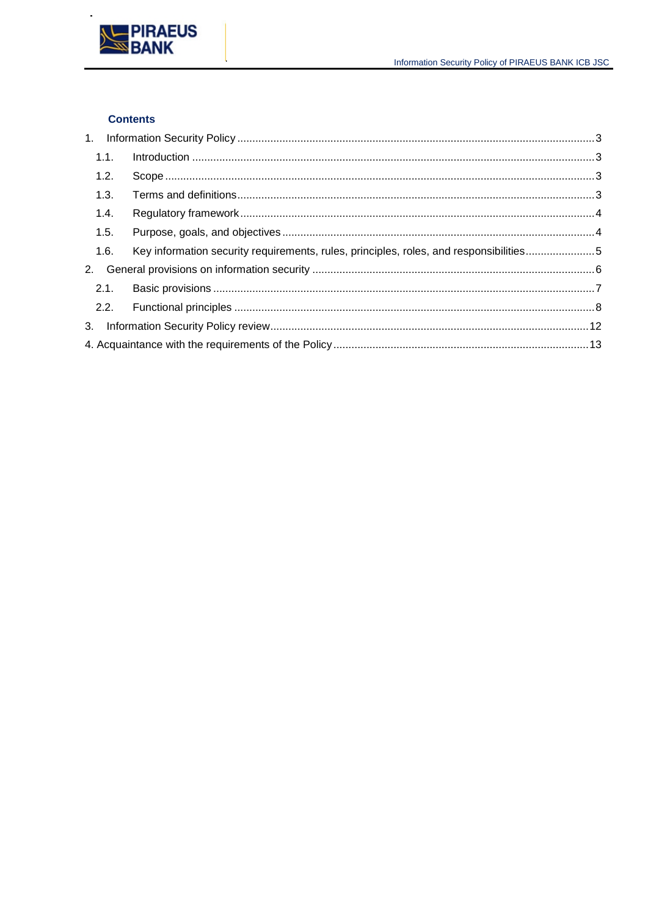### Contents

1. Information Security Policy ..... 3
   - 1.1. Introduction ..... 3
   - 1.2. Scope ..... 3
   - 1.3. Terms and definitions ..... 3
   - 1.4. Regulatory framework ..... 4
   - 1.5. Purpose, goals, and objectives ..... 4
   - 1.6. Key information security requirements, rules, principles, roles, and responsibilities ..... 5
2. General provisions on information security ..... 6
   - 2.1. Basic provisions ..... 7
   - 2.2. Functional principles ..... 8
3. Information Security Policy review ..... 12
4. Acquaintance with the requirements of the Policy ..... 13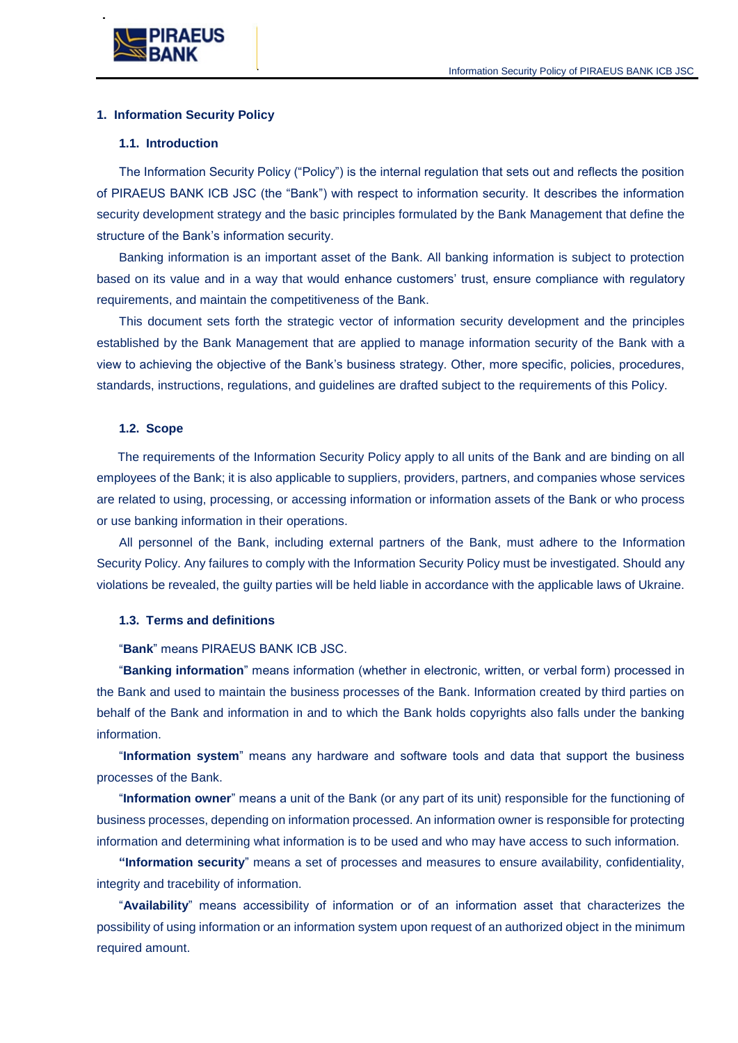## 1. Information Security Policy

### 1.1. Introduction

The Information Security Policy ("Policy") is the internal regulation that sets out and reflects the position of PIRAEUS BANK ICB JSC (the "Bank") with respect to information security. It describes the information security development strategy and the basic principles formulated by the Bank Management that define the structure of the Bank's information security.

Banking information is an important asset of the Bank. All banking information is subject to protection based on its value and in a way that would enhance customers' trust, ensure compliance with regulatory requirements, and maintain the competitiveness of the Bank.

This document sets forth the strategic vector of information security development and the principles established by the Bank Management that are applied to manage information security of the Bank with a view to achieving the objective of the Bank's business strategy. Other, more specific, policies, procedures, standards, instructions, regulations, and guidelines are drafted subject to the requirements of this Policy.

### 1.2. Scope

The requirements of the Information Security Policy apply to all units of the Bank and are binding on all employees of the Bank; it is also applicable to suppliers, providers, partners, and companies whose services are related to using, processing, or accessing information or information assets of the Bank or who process or use banking information in their operations.

All personnel of the Bank, including external partners of the Bank, must adhere to the Information Security Policy. Any failures to comply with the Information Security Policy must be investigated. Should any violations be revealed, the guilty parties will be held liable in accordance with the applicable laws of Ukraine.

### 1.3. Terms and definitions

"**Bank**" means PIRAEUS BANK ICB JSC.

"**Banking information**" means information (whether in electronic, written, or verbal form) processed in the Bank and used to maintain the business processes of the Bank. Information created by third parties on behalf of the Bank and information in and to which the Bank holds copyrights also falls under the banking information.

"**Information system**" means any hardware and software tools and data that support the business processes of the Bank.

"**Information owner**" means a unit of the Bank (or any part of its unit) responsible for the functioning of business processes, depending on information processed. An information owner is responsible for protecting information and determining what information is to be used and who may have access to such information.

**"Information security"** means a set of processes and measures to ensure availability, confidentiality, integrity and tracebility of information.

"**Availability**" means accessibility of information or of an information asset that characterizes the possibility of using information or an information system upon request of an authorized object in the minimum required amount.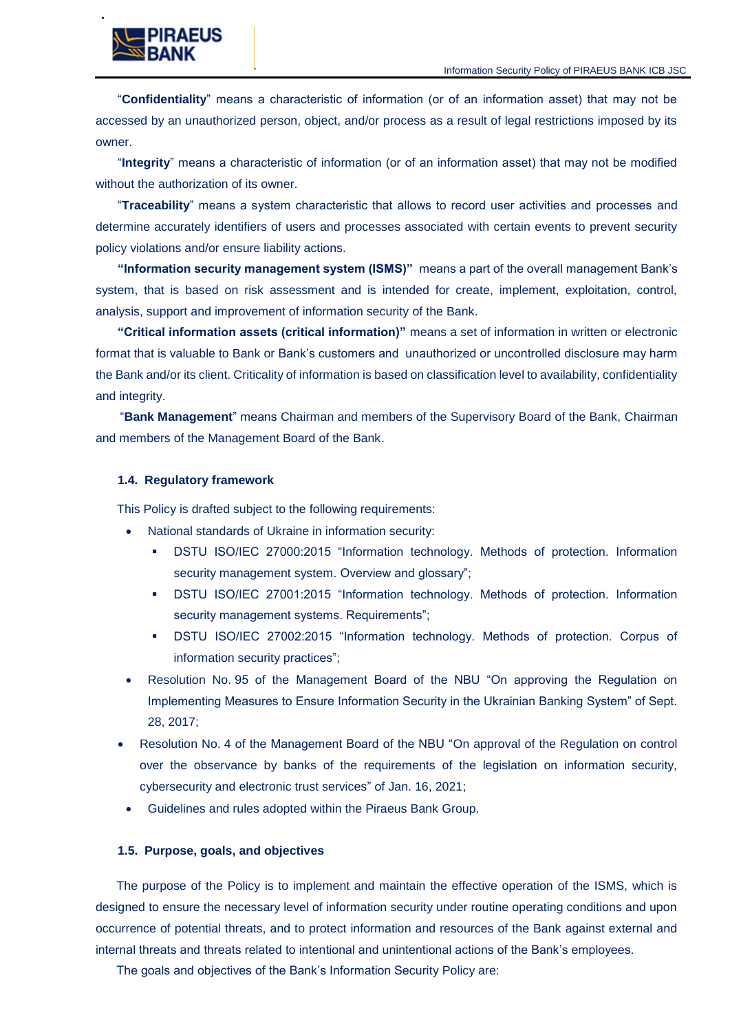"**Confidentiality**" means a characteristic of information (or of an information asset) that may not be accessed by an unauthorized person, object, and/or process as a result of legal restrictions imposed by its owner.

"**Integrity**" means a characteristic of information (or of an information asset) that may not be modified without the authorization of its owner.

"**Traceability**" means a system characteristic that allows to record user activities and processes and determine accurately identifiers of users and processes associated with certain events to prevent security policy violations and/or ensure liability actions.

**"Information security management system (ISMS)"** means a part of the overall management Bank's system, that is based on risk assessment and is intended for create, implement, exploitation, control, analysis, support and improvement of information security of the Bank.

**"Critical information assets (critical information)"** means a set of information in written or electronic format that is valuable to Bank or Bank's customers and unauthorized or uncontrolled disclosure may harm the Bank and/or its client. Criticality of information is based on classification level to availability, confidentiality and integrity.

"**Bank Management**" means Chairman and members of the Supervisory Board of the Bank, Chairman and members of the Management Board of the Bank.

### 1.4. Regulatory framework

This Policy is drafted subject to the following requirements:

- National standards of Ukraine in information security:
  - DSTU ISO/IEC 27000:2015 "Information technology. Methods of protection. Information security management system. Overview and glossary";
  - DSTU ISO/IEC 27001:2015 "Information technology. Methods of protection. Information security management systems. Requirements";
  - DSTU ISO/IEC 27002:2015 "Information technology. Methods of protection. Corpus of information security practices";
- Resolution No. 95 of the Management Board of the NBU "On approving the Regulation on Implementing Measures to Ensure Information Security in the Ukrainian Banking System" of Sept. 28, 2017;
- Resolution No. 4 of the Management Board of the NBU "On approval of the Regulation on control over the observance by banks of the requirements of the legislation on information security, cybersecurity and electronic trust services" of Jan. 16, 2021;
- Guidelines and rules adopted within the Piraeus Bank Group.

### 1.5. Purpose, goals, and objectives

The purpose of the Policy is to implement and maintain the effective operation of the ISMS, which is designed to ensure the necessary level of information security under routine operating conditions and upon occurrence of potential threats, and to protect information and resources of the Bank against external and internal threats and threats related to intentional and unintentional actions of the Bank's employees.

The goals and objectives of the Bank's Information Security Policy are: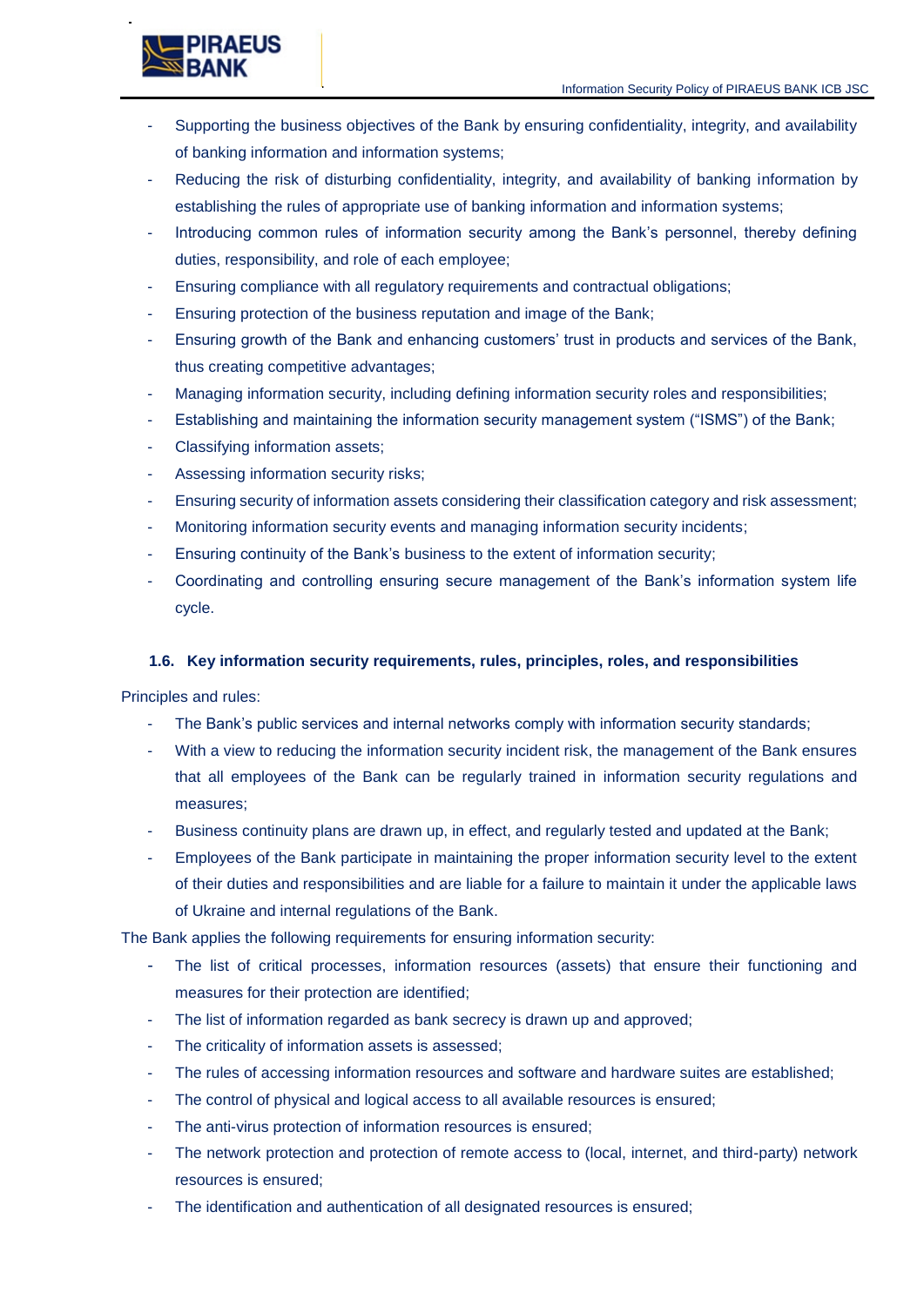- Supporting the business objectives of the Bank by ensuring confidentiality, integrity, and availability of banking information and information systems;
- Reducing the risk of disturbing confidentiality, integrity, and availability of banking information by establishing the rules of appropriate use of banking information and information systems;
- Introducing common rules of information security among the Bank's personnel, thereby defining duties, responsibility, and role of each employee;
- Ensuring compliance with all regulatory requirements and contractual obligations;
- Ensuring protection of the business reputation and image of the Bank;
- Ensuring growth of the Bank and enhancing customers' trust in products and services of the Bank, thus creating competitive advantages;
- Managing information security, including defining information security roles and responsibilities;
- Establishing and maintaining the information security management system ("ISMS") of the Bank;
- Classifying information assets;
- Assessing information security risks;
- Ensuring security of information assets considering their classification category and risk assessment;
- Monitoring information security events and managing information security incidents;
- Ensuring continuity of the Bank's business to the extent of information security;
- Coordinating and controlling ensuring secure management of the Bank's information system life cycle.

### 1.6. Key information security requirements, rules, principles, roles, and responsibilities

Principles and rules:

- The Bank's public services and internal networks comply with information security standards;
- With a view to reducing the information security incident risk, the management of the Bank ensures that all employees of the Bank can be regularly trained in information security regulations and measures;
- Business continuity plans are drawn up, in effect, and regularly tested and updated at the Bank;
- Employees of the Bank participate in maintaining the proper information security level to the extent of their duties and responsibilities and are liable for a failure to maintain it under the applicable laws of Ukraine and internal regulations of the Bank.

The Bank applies the following requirements for ensuring information security:

- The list of critical processes, information resources (assets) that ensure their functioning and measures for their protection are identified;
- The list of information regarded as bank secrecy is drawn up and approved;
- The criticality of information assets is assessed;
- The rules of accessing information resources and software and hardware suites are established;
- The control of physical and logical access to all available resources is ensured;
- The anti-virus protection of information resources is ensured;
- The network protection and protection of remote access to (local, internet, and third-party) network resources is ensured;
- The identification and authentication of all designated resources is ensured;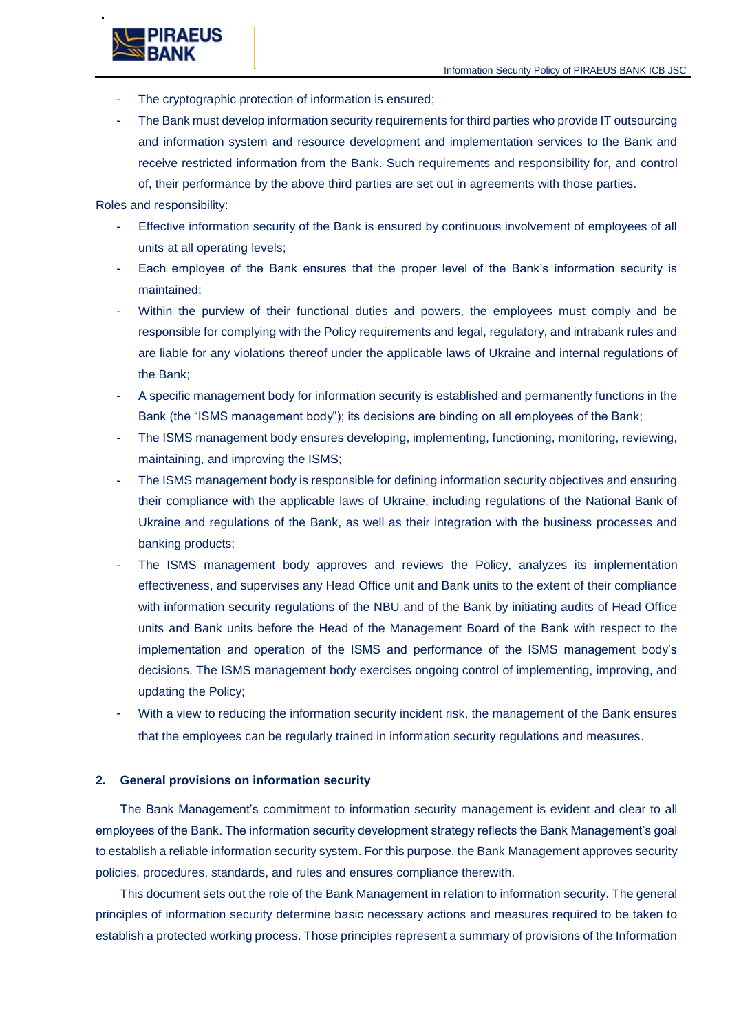- The cryptographic protection of information is ensured;
- The Bank must develop information security requirements for third parties who provide IT outsourcing and information system and resource development and implementation services to the Bank and receive restricted information from the Bank. Such requirements and responsibility for, and control of, their performance by the above third parties are set out in agreements with those parties.

Roles and responsibility:

- Effective information security of the Bank is ensured by continuous involvement of employees of all units at all operating levels;
- Each employee of the Bank ensures that the proper level of the Bank's information security is maintained;
- Within the purview of their functional duties and powers, the employees must comply and be responsible for complying with the Policy requirements and legal, regulatory, and intrabank rules and are liable for any violations thereof under the applicable laws of Ukraine and internal regulations of the Bank;
- A specific management body for information security is established and permanently functions in the Bank (the "ISMS management body"); its decisions are binding on all employees of the Bank;
- The ISMS management body ensures developing, implementing, functioning, monitoring, reviewing, maintaining, and improving the ISMS;
- The ISMS management body is responsible for defining information security objectives and ensuring their compliance with the applicable laws of Ukraine, including regulations of the National Bank of Ukraine and regulations of the Bank, as well as their integration with the business processes and banking products;
- The ISMS management body approves and reviews the Policy, analyzes its implementation effectiveness, and supervises any Head Office unit and Bank units to the extent of their compliance with information security regulations of the NBU and of the Bank by initiating audits of Head Office units and Bank units before the Head of the Management Board of the Bank with respect to the implementation and operation of the ISMS and performance of the ISMS management body's decisions. The ISMS management body exercises ongoing control of implementing, improving, and updating the Policy;
- With a view to reducing the information security incident risk, the management of the Bank ensures that the employees can be regularly trained in information security regulations and measures.

## 2. General provisions on information security

The Bank Management's commitment to information security management is evident and clear to all employees of the Bank. The information security development strategy reflects the Bank Management's goal to establish a reliable information security system. For this purpose, the Bank Management approves security policies, procedures, standards, and rules and ensures compliance therewith.

This document sets out the role of the Bank Management in relation to information security. The general principles of information security determine basic necessary actions and measures required to be taken to establish a protected working process. Those principles represent a summary of provisions of the Information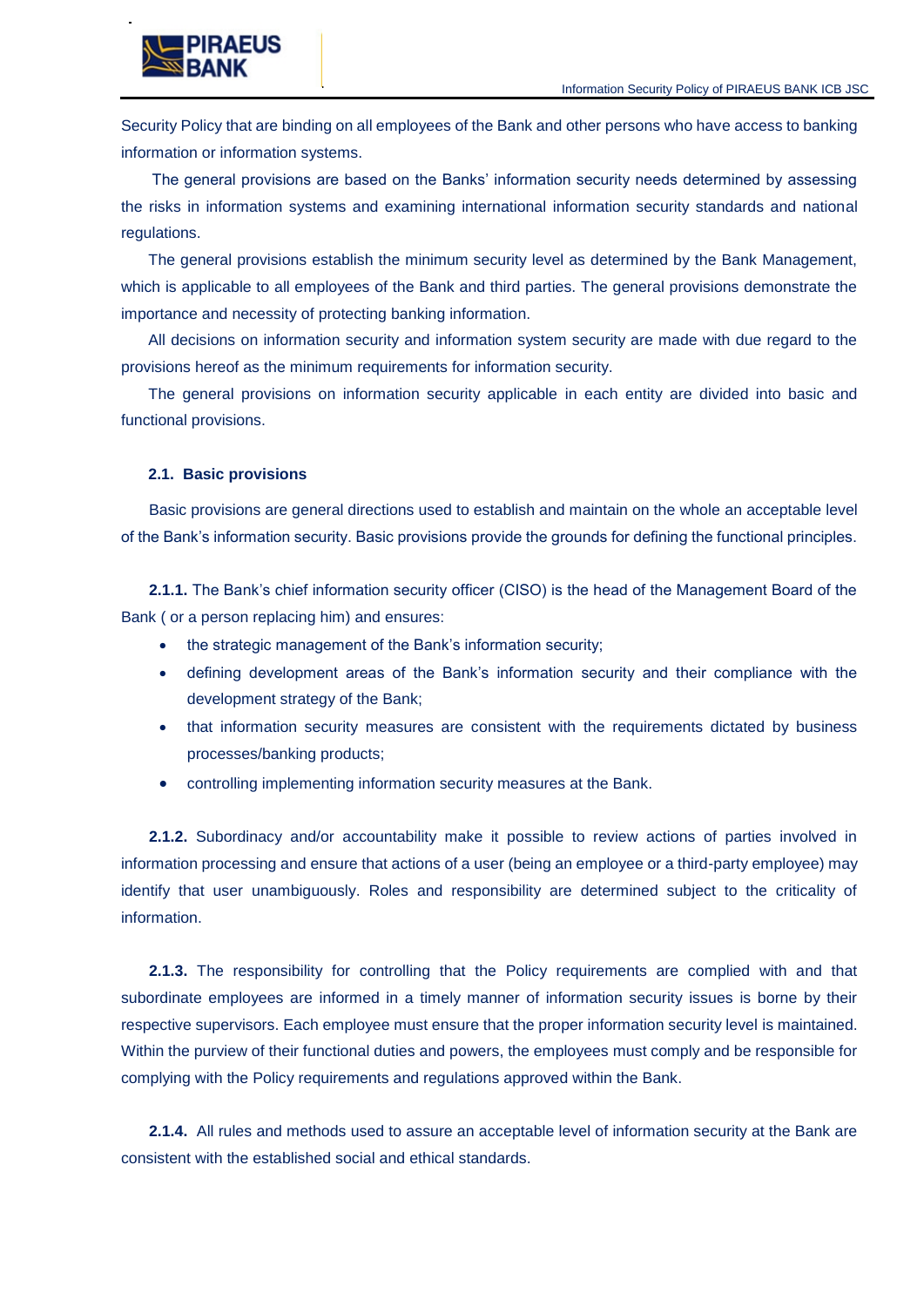Security Policy that are binding on all employees of the Bank and other persons who have access to banking information or information systems.

The general provisions are based on the Banks' information security needs determined by assessing the risks in information systems and examining international information security standards and national regulations.

The general provisions establish the minimum security level as determined by the Bank Management, which is applicable to all employees of the Bank and third parties. The general provisions demonstrate the importance and necessity of protecting banking information.

All decisions on information security and information system security are made with due regard to the provisions hereof as the minimum requirements for information security.

The general provisions on information security applicable in each entity are divided into basic and functional provisions.

### 2.1. Basic provisions

Basic provisions are general directions used to establish and maintain on the whole an acceptable level of the Bank's information security. Basic provisions provide the grounds for defining the functional principles.

**2.1.1.** The Bank's chief information security officer (CISO) is the head of the Management Board of the Bank ( or a person replacing him) and ensures:

- the strategic management of the Bank's information security;
- defining development areas of the Bank's information security and their compliance with the development strategy of the Bank;
- that information security measures are consistent with the requirements dictated by business processes/banking products;
- controlling implementing information security measures at the Bank.

**2.1.2.** Subordinacy and/or accountability make it possible to review actions of parties involved in information processing and ensure that actions of a user (being an employee or a third-party employee) may identify that user unambiguously. Roles and responsibility are determined subject to the criticality of information.

**2.1.3.** The responsibility for controlling that the Policy requirements are complied with and that subordinate employees are informed in a timely manner of information security issues is borne by their respective supervisors. Each employee must ensure that the proper information security level is maintained. Within the purview of their functional duties and powers, the employees must comply and be responsible for complying with the Policy requirements and regulations approved within the Bank.

**2.1.4.** All rules and methods used to assure an acceptable level of information security at the Bank are consistent with the established social and ethical standards.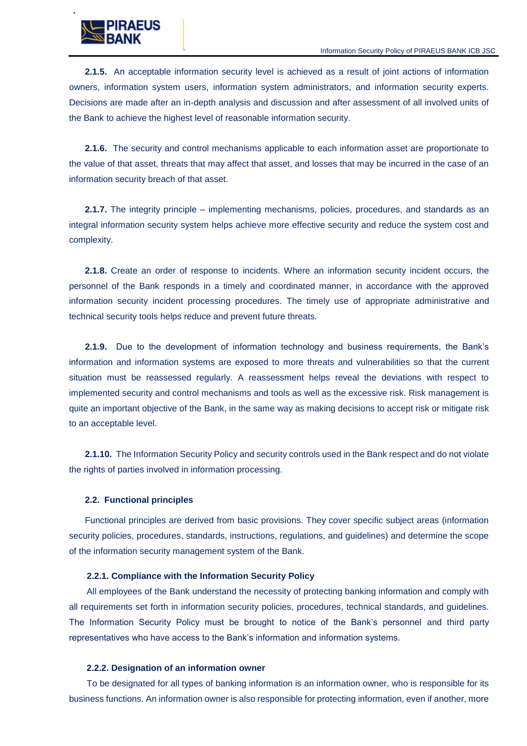**2.1.5.** An acceptable information security level is achieved as a result of joint actions of information owners, information system users, information system administrators, and information security experts. Decisions are made after an in-depth analysis and discussion and after assessment of all involved units of the Bank to achieve the highest level of reasonable information security.

**2.1.6.** The security and control mechanisms applicable to each information asset are proportionate to the value of that asset, threats that may affect that asset, and losses that may be incurred in the case of an information security breach of that asset.

**2.1.7.** The integrity principle – implementing mechanisms, policies, procedures, and standards as an integral information security system helps achieve more effective security and reduce the system cost and complexity.

**2.1.8.** Create an order of response to incidents. Where an information security incident occurs, the personnel of the Bank responds in a timely and coordinated manner, in accordance with the approved information security incident processing procedures. The timely use of appropriate administrative and technical security tools helps reduce and prevent future threats.

**2.1.9.** Due to the development of information technology and business requirements, the Bank's information and information systems are exposed to more threats and vulnerabilities so that the current situation must be reassessed regularly. A reassessment helps reveal the deviations with respect to implemented security and control mechanisms and tools as well as the excessive risk. Risk management is quite an important objective of the Bank, in the same way as making decisions to accept risk or mitigate risk to an acceptable level.

**2.1.10.** The Information Security Policy and security controls used in the Bank respect and do not violate the rights of parties involved in information processing.

### 2.2. Functional principles

Functional principles are derived from basic provisions. They cover specific subject areas (information security policies, procedures, standards, instructions, regulations, and guidelines) and determine the scope of the information security management system of the Bank.

#### 2.2.1. Compliance with the Information Security Policy

All employees of the Bank understand the necessity of protecting banking information and comply with all requirements set forth in information security policies, procedures, technical standards, and guidelines. The Information Security Policy must be brought to notice of the Bank's personnel and third party representatives who have access to the Bank's information and information systems.

#### 2.2.2. Designation of an information owner

To be designated for all types of banking information is an information owner, who is responsible for its business functions. An information owner is also responsible for protecting information, even if another, more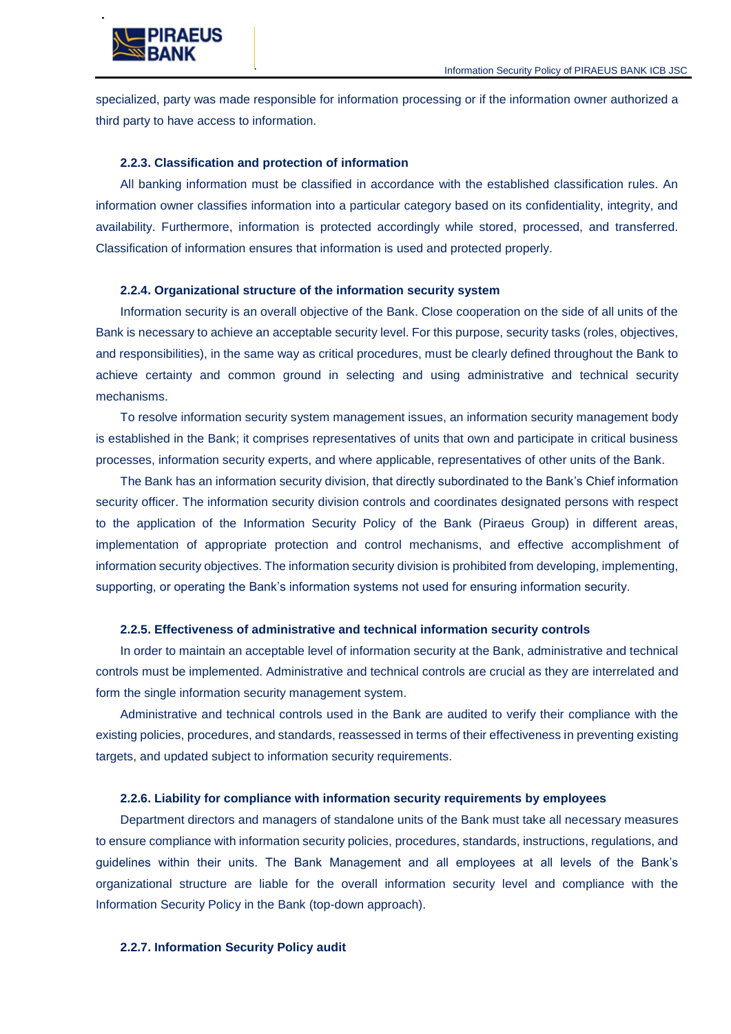specialized, party was made responsible for information processing or if the information owner authorized a third party to have access to information.

#### 2.2.3. Classification and protection of information

All banking information must be classified in accordance with the established classification rules. An information owner classifies information into a particular category based on its confidentiality, integrity, and availability. Furthermore, information is protected accordingly while stored, processed, and transferred. Classification of information ensures that information is used and protected properly.

#### 2.2.4. Organizational structure of the information security system

Information security is an overall objective of the Bank. Close cooperation on the side of all units of the Bank is necessary to achieve an acceptable security level. For this purpose, security tasks (roles, objectives, and responsibilities), in the same way as critical procedures, must be clearly defined throughout the Bank to achieve certainty and common ground in selecting and using administrative and technical security mechanisms.

To resolve information security system management issues, an information security management body is established in the Bank; it comprises representatives of units that own and participate in critical business processes, information security experts, and where applicable, representatives of other units of the Bank.

The Bank has an information security division, that directly subordinated to the Bank's Chief information security officer. The information security division controls and coordinates designated persons with respect to the application of the Information Security Policy of the Bank (Piraeus Group) in different areas, implementation of appropriate protection and control mechanisms, and effective accomplishment of information security objectives. The information security division is prohibited from developing, implementing, supporting, or operating the Bank's information systems not used for ensuring information security.

#### 2.2.5. Effectiveness of administrative and technical information security controls

In order to maintain an acceptable level of information security at the Bank, administrative and technical controls must be implemented. Administrative and technical controls are crucial as they are interrelated and form the single information security management system.

Administrative and technical controls used in the Bank are audited to verify their compliance with the existing policies, procedures, and standards, reassessed in terms of their effectiveness in preventing existing targets, and updated subject to information security requirements.

#### 2.2.6. Liability for compliance with information security requirements by employees

Department directors and managers of standalone units of the Bank must take all necessary measures to ensure compliance with information security policies, procedures, standards, instructions, regulations, and guidelines within their units. The Bank Management and all employees at all levels of the Bank's organizational structure are liable for the overall information security level and compliance with the Information Security Policy in the Bank (top-down approach).

#### 2.2.7. Information Security Policy audit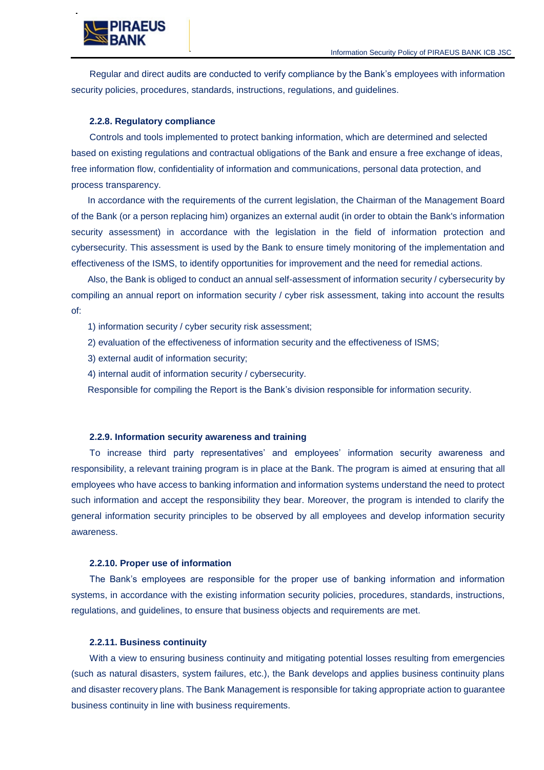Regular and direct audits are conducted to verify compliance by the Bank's employees with information security policies, procedures, standards, instructions, regulations, and guidelines.

#### 2.2.8. Regulatory compliance

Controls and tools implemented to protect banking information, which are determined and selected based on existing regulations and contractual obligations of the Bank and ensure a free exchange of ideas, free information flow, confidentiality of information and communications, personal data protection, and process transparency.

In accordance with the requirements of the current legislation, the Chairman of the Management Board of the Bank (or a person replacing him) organizes an external audit (in order to obtain the Bank's information security assessment) in accordance with the legislation in the field of information protection and cybersecurity. This assessment is used by the Bank to ensure timely monitoring of the implementation and effectiveness of the ISMS, to identify opportunities for improvement and the need for remedial actions.

Also, the Bank is obliged to conduct an annual self-assessment of information security / cybersecurity by compiling an annual report on information security / cyber risk assessment, taking into account the results of:

1) information security / cyber security risk assessment;
2) evaluation of the effectiveness of information security and the effectiveness of ISMS;
3) external audit of information security;
4) internal audit of information security / cybersecurity.

Responsible for compiling the Report is the Bank's division responsible for information security.

#### 2.2.9. Information security awareness and training

To increase third party representatives' and employees' information security awareness and responsibility, a relevant training program is in place at the Bank. The program is aimed at ensuring that all employees who have access to banking information and information systems understand the need to protect such information and accept the responsibility they bear. Moreover, the program is intended to clarify the general information security principles to be observed by all employees and develop information security awareness.

#### 2.2.10. Proper use of information

The Bank's employees are responsible for the proper use of banking information and information systems, in accordance with the existing information security policies, procedures, standards, instructions, regulations, and guidelines, to ensure that business objects and requirements are met.

#### 2.2.11. Business continuity

With a view to ensuring business continuity and mitigating potential losses resulting from emergencies (such as natural disasters, system failures, etc.), the Bank develops and applies business continuity plans and disaster recovery plans. The Bank Management is responsible for taking appropriate action to guarantee business continuity in line with business requirements.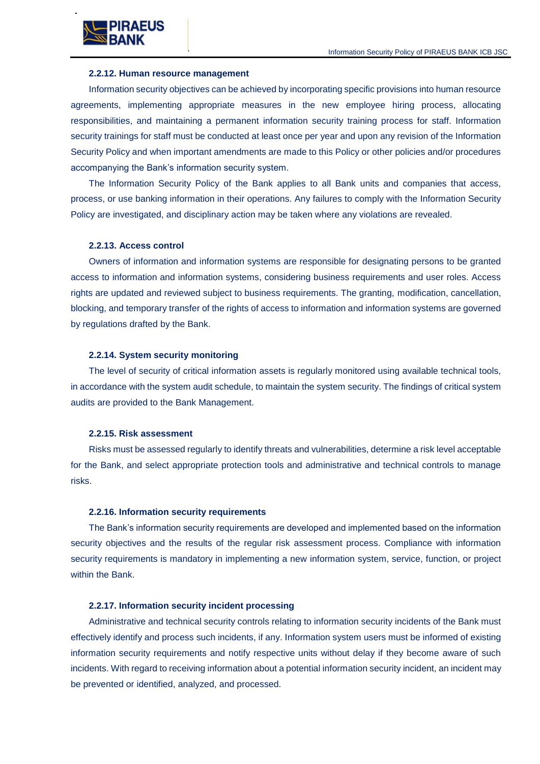#### 2.2.12. Human resource management

Information security objectives can be achieved by incorporating specific provisions into human resource agreements, implementing appropriate measures in the new employee hiring process, allocating responsibilities, and maintaining a permanent information security training process for staff. Information security trainings for staff must be conducted at least once per year and upon any revision of the Information Security Policy and when important amendments are made to this Policy or other policies and/or procedures accompanying the Bank's information security system.

The Information Security Policy of the Bank applies to all Bank units and companies that access, process, or use banking information in their operations. Any failures to comply with the Information Security Policy are investigated, and disciplinary action may be taken where any violations are revealed.

#### 2.2.13. Access control

Owners of information and information systems are responsible for designating persons to be granted access to information and information systems, considering business requirements and user roles. Access rights are updated and reviewed subject to business requirements. The granting, modification, cancellation, blocking, and temporary transfer of the rights of access to information and information systems are governed by regulations drafted by the Bank.

#### 2.2.14. System security monitoring

The level of security of critical information assets is regularly monitored using available technical tools, in accordance with the system audit schedule, to maintain the system security. The findings of critical system audits are provided to the Bank Management.

#### 2.2.15. Risk assessment

Risks must be assessed regularly to identify threats and vulnerabilities, determine a risk level acceptable for the Bank, and select appropriate protection tools and administrative and technical controls to manage risks.

#### 2.2.16. Information security requirements

The Bank's information security requirements are developed and implemented based on the information security objectives and the results of the regular risk assessment process. Compliance with information security requirements is mandatory in implementing a new information system, service, function, or project within the Bank.

#### 2.2.17. Information security incident processing

Administrative and technical security controls relating to information security incidents of the Bank must effectively identify and process such incidents, if any. Information system users must be informed of existing information security requirements and notify respective units without delay if they become aware of such incidents. With regard to receiving information about a potential information security incident, an incident may be prevented or identified, analyzed, and processed.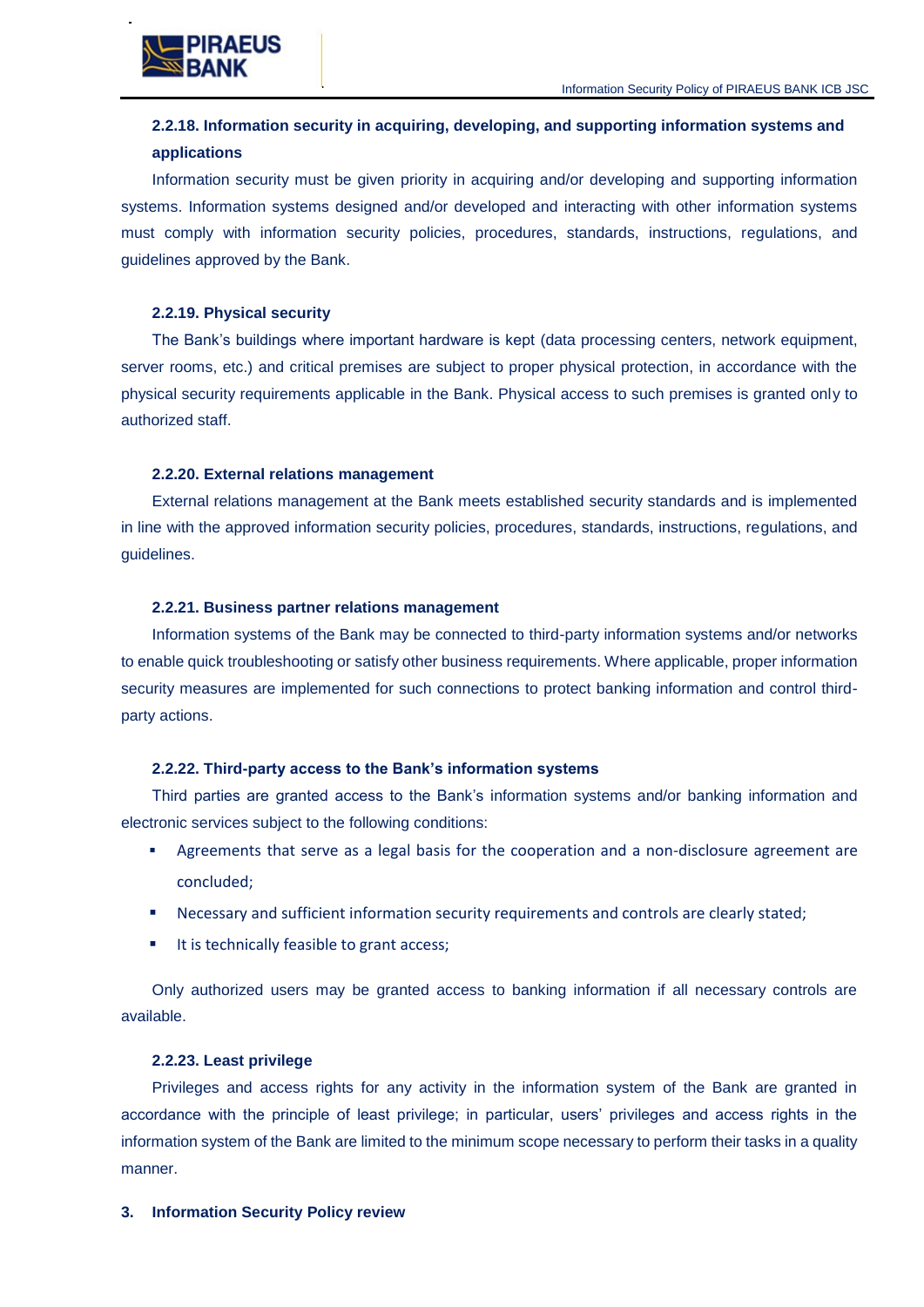#### 2.2.18. Information security in acquiring, developing, and supporting information systems and applications

Information security must be given priority in acquiring and/or developing and supporting information systems. Information systems designed and/or developed and interacting with other information systems must comply with information security policies, procedures, standards, instructions, regulations, and guidelines approved by the Bank.

#### 2.2.19. Physical security

The Bank's buildings where important hardware is kept (data processing centers, network equipment, server rooms, etc.) and critical premises are subject to proper physical protection, in accordance with the physical security requirements applicable in the Bank. Physical access to such premises is granted only to authorized staff.

#### 2.2.20. External relations management

External relations management at the Bank meets established security standards and is implemented in line with the approved information security policies, procedures, standards, instructions, regulations, and guidelines.

#### 2.2.21. Business partner relations management

Information systems of the Bank may be connected to third-party information systems and/or networks to enable quick troubleshooting or satisfy other business requirements. Where applicable, proper information security measures are implemented for such connections to protect banking information and control third-party actions.

#### 2.2.22. Third-party access to the Bank's information systems

Third parties are granted access to the Bank's information systems and/or banking information and electronic services subject to the following conditions:

- Agreements that serve as a legal basis for the cooperation and a non-disclosure agreement are concluded;
- Necessary and sufficient information security requirements and controls are clearly stated;
- It is technically feasible to grant access;

Only authorized users may be granted access to banking information if all necessary controls are available.

#### 2.2.23. Least privilege

Privileges and access rights for any activity in the information system of the Bank are granted in accordance with the principle of least privilege; in particular, users' privileges and access rights in the information system of the Bank are limited to the minimum scope necessary to perform their tasks in a quality manner.

## 3. Information Security Policy review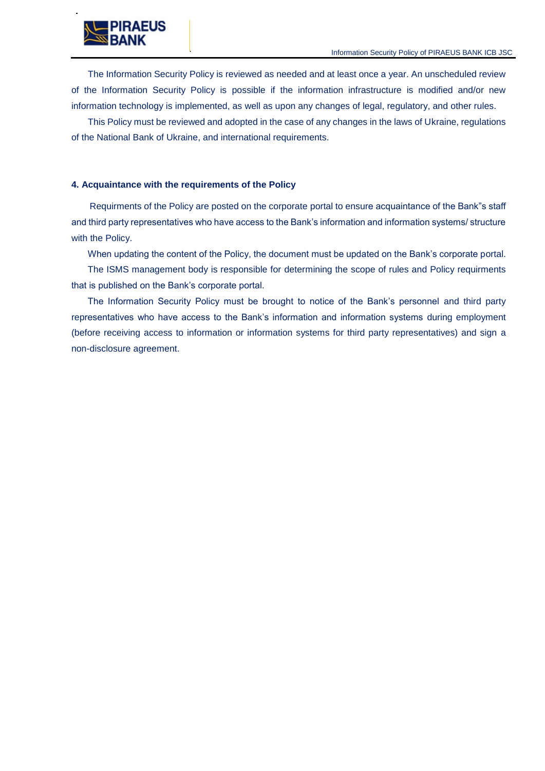The Information Security Policy is reviewed as needed and at least once a year. An unscheduled review of the Information Security Policy is possible if the information infrastructure is modified and/or new information technology is implemented, as well as upon any changes of legal, regulatory, and other rules.

This Policy must be reviewed and adopted in the case of any changes in the laws of Ukraine, regulations of the National Bank of Ukraine, and international requirements.

### 4. Acquaintance with the requirements of the Policy

Requirments of the Policy are posted on the corporate portal to ensure acquaintance of the Bank"s staff and third party representatives who have access to the Bank's information and information systems/ structure with the Policy.

When updating the content of the Policy, the document must be updated on the Bank's corporate portal.

The ISMS management body is responsible for determining the scope of rules and Policy requirments that is published on the Bank's corporate portal.

The Information Security Policy must be brought to notice of the Bank's personnel and third party representatives who have access to the Bank's information and information systems during employment (before receiving access to information or information systems for third party representatives) and sign a non-disclosure agreement.